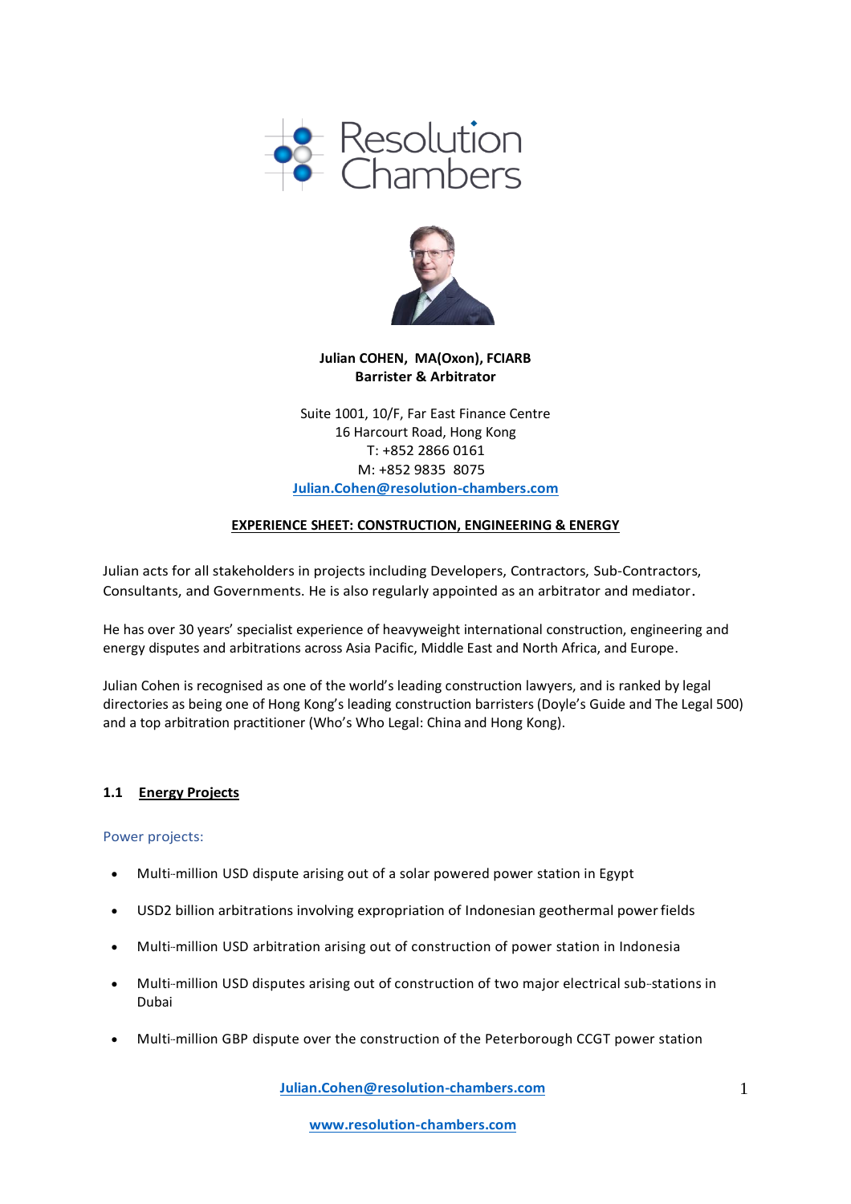Resolution Chambers

**Julian COHEN, MA(Oxon), FCIARB**
**Barrister & Arbitrator**

Suite 1001, 10/F, Far East Finance Centre
16 Harcourt Road, Hong Kong
T: +852 2866 0161
M: +852 9835 8075
Julian.Cohen@resolution-chambers.com

**EXPERIENCE SHEET: CONSTRUCTION, ENGINEERING & ENERGY**

Julian acts for all stakeholders in projects including Developers, Contractors, Sub-Contractors, Consultants, and Governments. He is also regularly appointed as an arbitrator and mediator.

He has over 30 years' specialist experience of heavyweight international construction, engineering and energy disputes and arbitrations across Asia Pacific, Middle East and North Africa, and Europe.

Julian Cohen is recognised as one of the world's leading construction lawyers, and is ranked by legal directories as being one of Hong Kong's leading construction barristers (Doyle's Guide and The Legal 500) and a top arbitration practitioner (Who's Who Legal: China and Hong Kong).

## 1.1 Energy Projects

### Power projects:

- Multi-million USD dispute arising out of a solar powered power station in Egypt
- USD2 billion arbitrations involving expropriation of Indonesian geothermal power fields
- Multi-million USD arbitration arising out of construction of power station in Indonesia
- Multi-million USD disputes arising out of construction of two major electrical sub-stations in Dubai
- Multi-million GBP dispute over the construction of the Peterborough CCGT power station

Julian.Cohen@resolution-chambers.com

www.resolution-chambers.com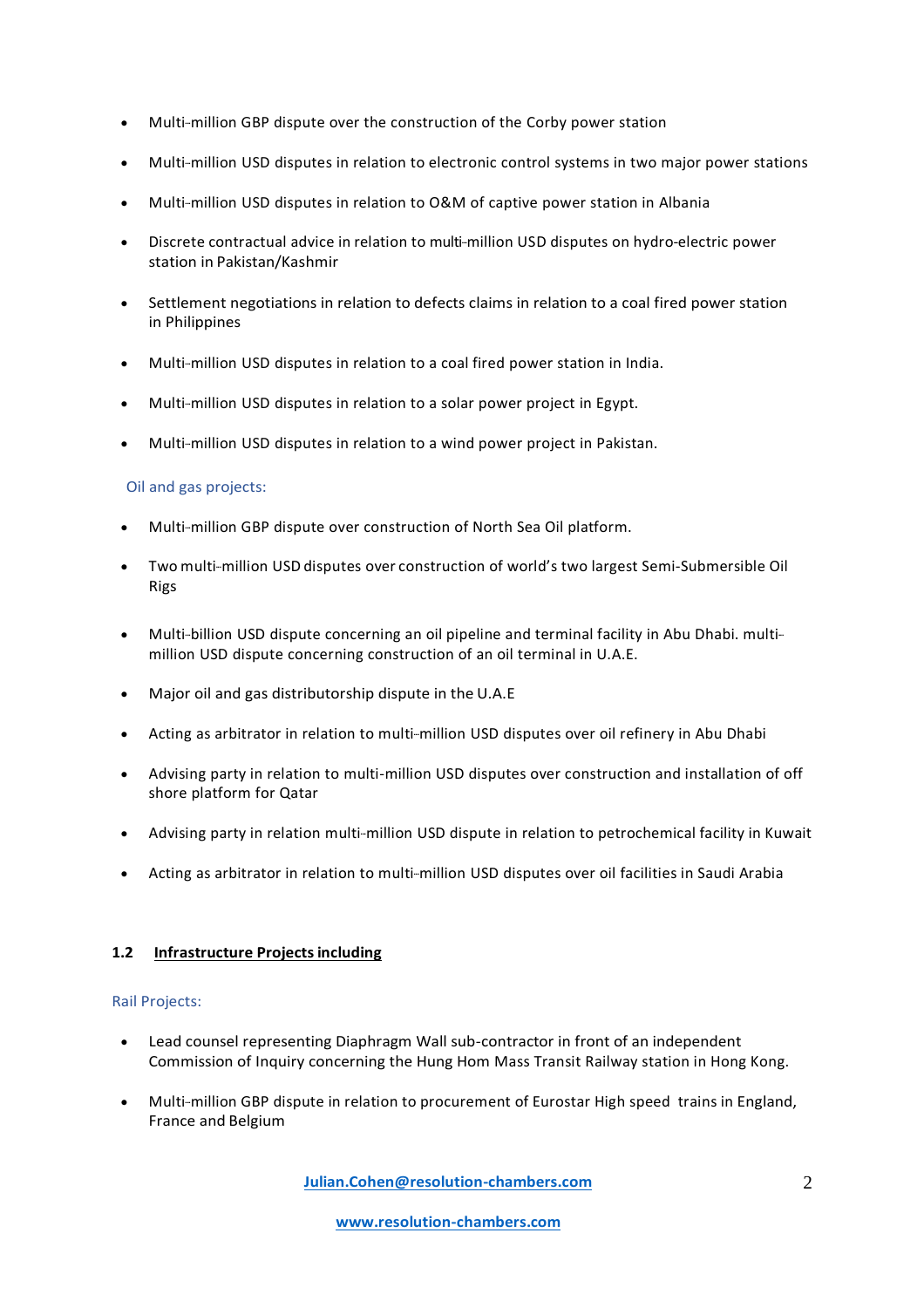- Multi-million GBP dispute over the construction of the Corby power station
- Multi-million USD disputes in relation to electronic control systems in two major power stations
- Multi-million USD disputes in relation to O&M of captive power station in Albania
- Discrete contractual advice in relation to multi-million USD disputes on hydro-electric power station in Pakistan/Kashmir
- Settlement negotiations in relation to defects claims in relation to a coal fired power station in Philippines
- Multi-million USD disputes in relation to a coal fired power station in India.
- Multi-million USD disputes in relation to a solar power project in Egypt.
- Multi-million USD disputes in relation to a wind power project in Pakistan.

Oil and gas projects:

- Multi-million GBP dispute over construction of North Sea Oil platform.
- Two multi-million USD disputes over construction of world's two largest Semi-Submersible Oil Rigs
- Multi-billion USD dispute concerning an oil pipeline and terminal facility in Abu Dhabi. multi-million USD dispute concerning construction of an oil terminal in U.A.E.
- Major oil and gas distributorship dispute in the U.A.E
- Acting as arbitrator in relation to multi-million USD disputes over oil refinery in Abu Dhabi
- Advising party in relation to multi-million USD disputes over construction and installation of off shore platform for Qatar
- Advising party in relation multi-million USD dispute in relation to petrochemical facility in Kuwait
- Acting as arbitrator in relation to multi-million USD disputes over oil facilities in Saudi Arabia

## 1.2 Infrastructure Projects including

Rail Projects:

- Lead counsel representing Diaphragm Wall sub-contractor in front of an independent Commission of Inquiry concerning the Hung Hom Mass Transit Railway station in Hong Kong.
- Multi-million GBP dispute in relation to procurement of Eurostar High speed trains in England, France and Belgium

Julian.Cohen@resolution-chambers.com

www.resolution-chambers.com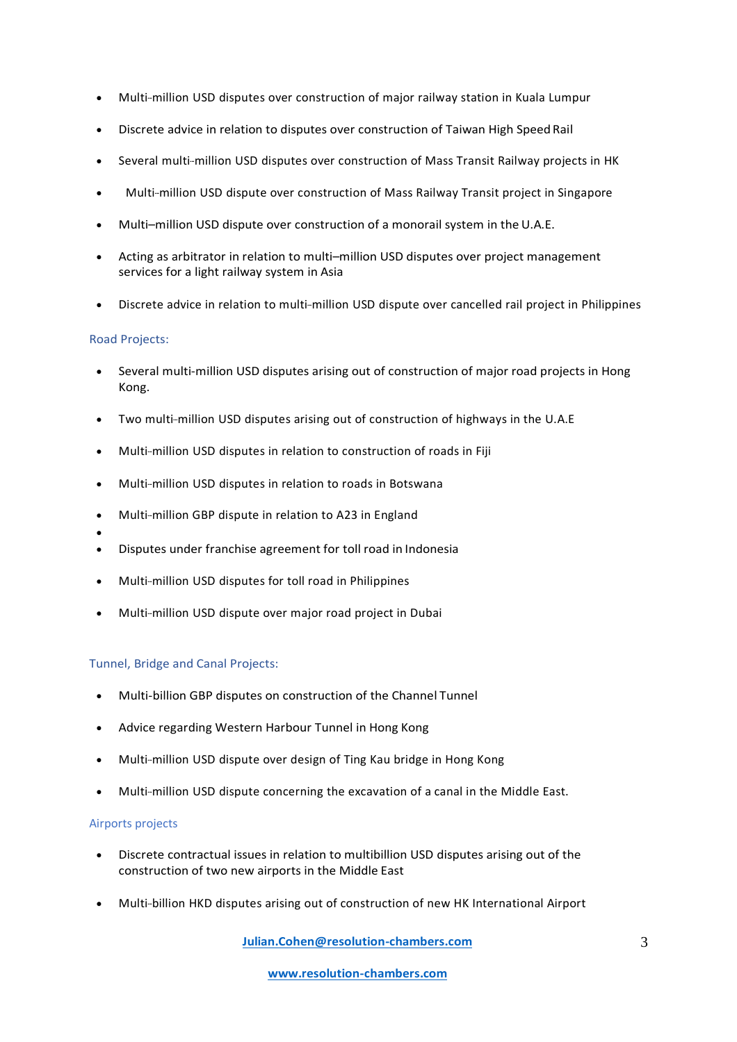- Multi-million USD disputes over construction of major railway station in Kuala Lumpur
- Discrete advice in relation to disputes over construction of Taiwan High Speed Rail
- Several multi-million USD disputes over construction of Mass Transit Railway projects in HK
- Multi-million USD dispute over construction of Mass Railway Transit project in Singapore
- Multi–million USD dispute over construction of a monorail system in the U.A.E.
- Acting as arbitrator in relation to multi–million USD disputes over project management services for a light railway system in Asia
- Discrete advice in relation to multi-million USD dispute over cancelled rail project in Philippines

### Road Projects:

- Several multi-million USD disputes arising out of construction of major road projects in Hong Kong.
- Two multi-million USD disputes arising out of construction of highways in the U.A.E
- Multi-million USD disputes in relation to construction of roads in Fiji
- Multi-million USD disputes in relation to roads in Botswana
- Multi-million GBP dispute in relation to A23 in England
- Disputes under franchise agreement for toll road in Indonesia
- Multi-million USD disputes for toll road in Philippines
- Multi-million USD dispute over major road project in Dubai

### Tunnel, Bridge and Canal Projects:

- Multi-billion GBP disputes on construction of the Channel Tunnel
- Advice regarding Western Harbour Tunnel in Hong Kong
- Multi-million USD dispute over design of Ting Kau bridge in Hong Kong
- Multi-million USD dispute concerning the excavation of a canal in the Middle East.

### Airports projects

- Discrete contractual issues in relation to multibillion USD disputes arising out of the construction of two new airports in the Middle East
- Multi-billion HKD disputes arising out of construction of new HK International Airport

Julian.Cohen@resolution-chambers.com

www.resolution-chambers.com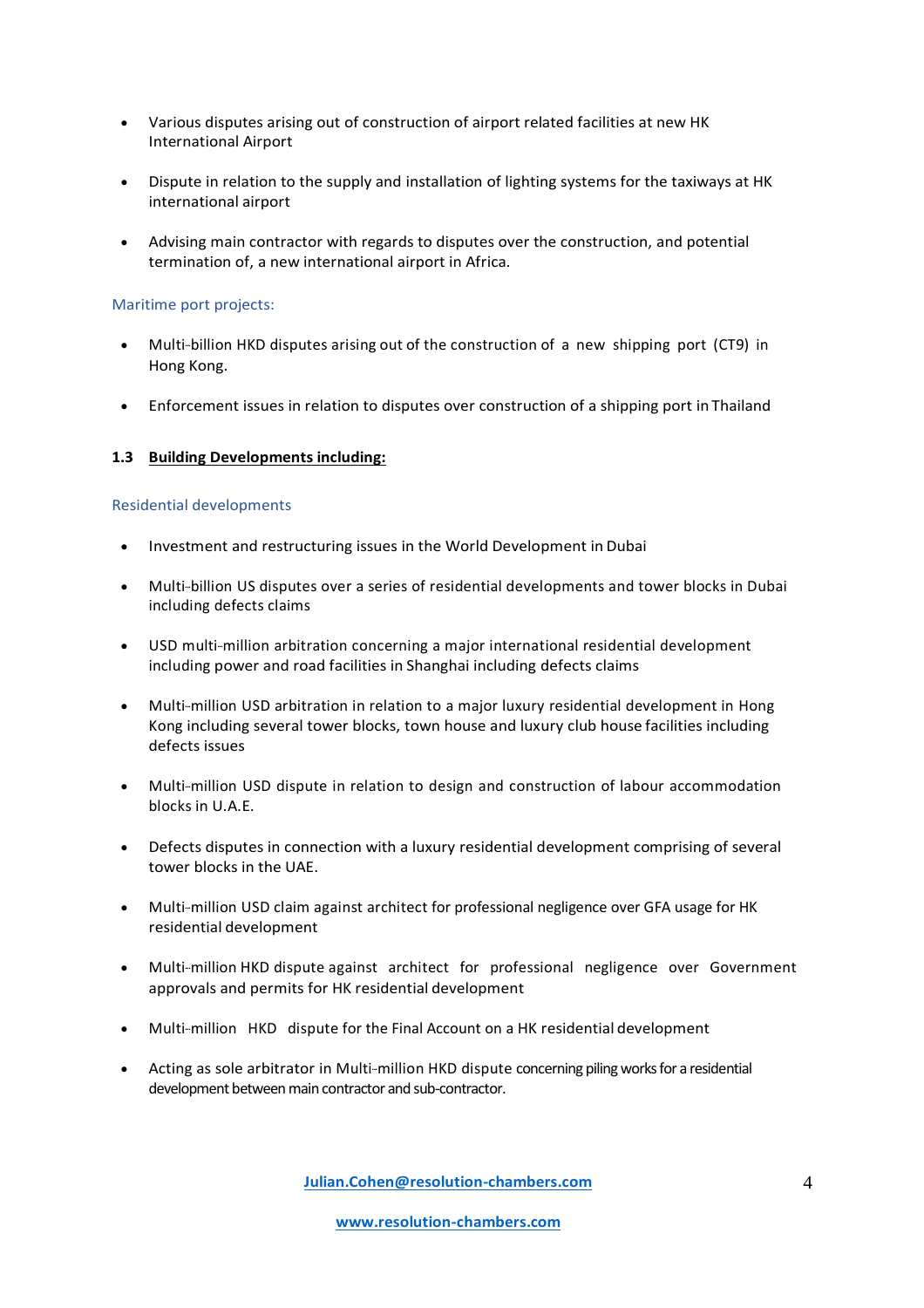- Various disputes arising out of construction of airport related facilities at new HK International Airport

- Dispute in relation to the supply and installation of lighting systems for the taxiways at HK international airport

- Advising main contractor with regards to disputes over the construction, and potential termination of, a new international airport in Africa.

Maritime port projects:

- Multi-billion HKD disputes arising out of the construction of a new shipping port (CT9) in Hong Kong.

- Enforcement issues in relation to disputes over construction of a shipping port in Thailand

### 1.3 Building Developments including:

Residential developments

- Investment and restructuring issues in the World Development in Dubai

- Multi-billion US disputes over a series of residential developments and tower blocks in Dubai including defects claims

- USD multi-million arbitration concerning a major international residential development including power and road facilities in Shanghai including defects claims

- Multi-million USD arbitration in relation to a major luxury residential development in Hong Kong including several tower blocks, town house and luxury club house facilities including defects issues

- Multi-million USD dispute in relation to design and construction of labour accommodation blocks in U.A.E.

- Defects disputes in connection with a luxury residential development comprising of several tower blocks in the UAE.

- Multi-million USD claim against architect for professional negligence over GFA usage for HK residential development

- Multi-million HKD dispute against architect for professional negligence over Government approvals and permits for HK residential development

- Multi-million HKD dispute for the Final Account on a HK residential development

- Acting as sole arbitrator in Multi-million HKD dispute concerning piling works for a residential development between main contractor and sub-contractor.

Julian.Cohen@resolution-chambers.com

www.resolution-chambers.com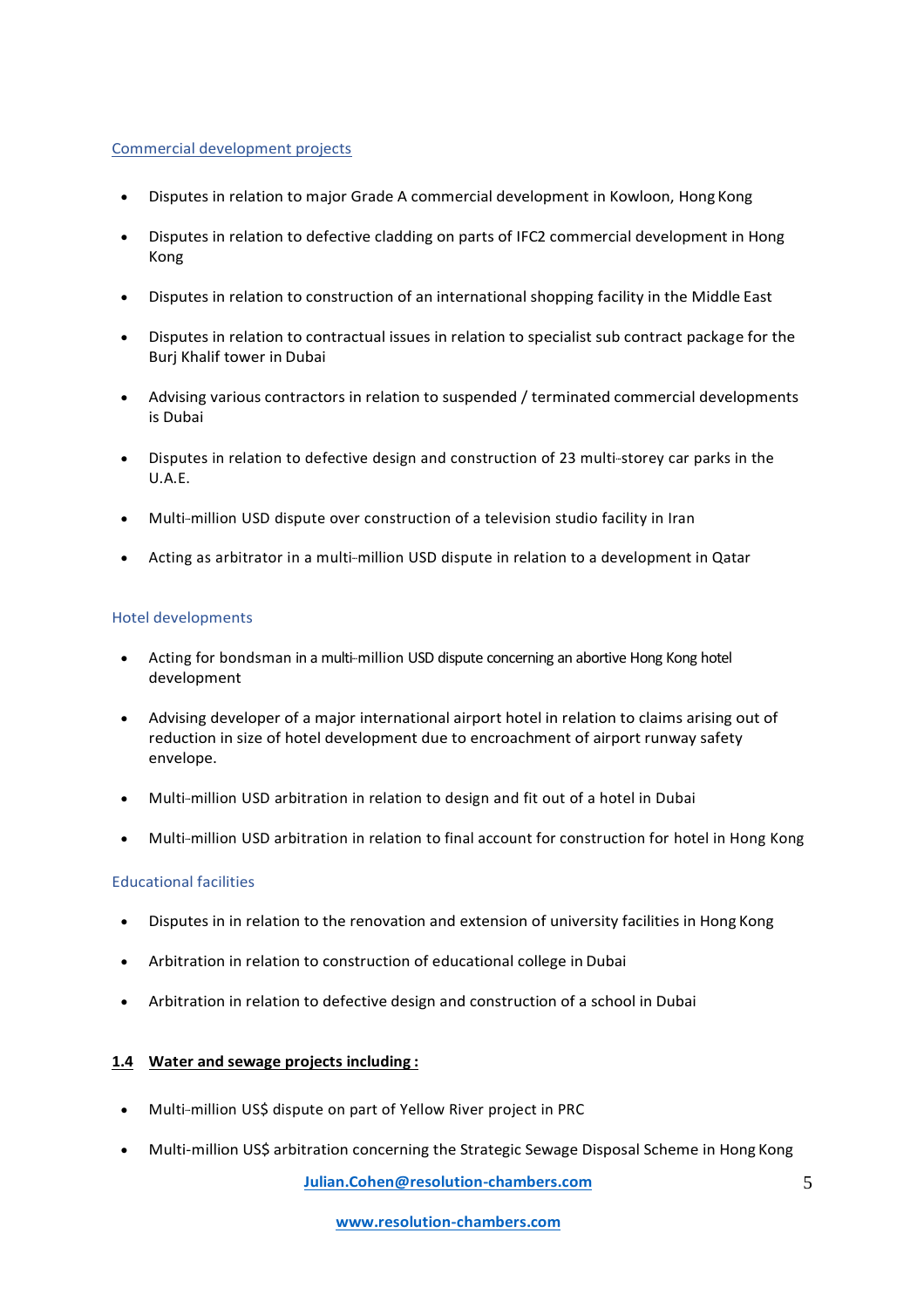Commercial development projects

- Disputes in relation to major Grade A commercial development in Kowloon, Hong Kong
- Disputes in relation to defective cladding on parts of IFC2 commercial development in Hong Kong
- Disputes in relation to construction of an international shopping facility in the Middle East
- Disputes in relation to contractual issues in relation to specialist sub contract package for the Burj Khalif tower in Dubai
- Advising various contractors in relation to suspended / terminated commercial developments is Dubai
- Disputes in relation to defective design and construction of 23 multi-storey car parks in the U.A.E.
- Multi-million USD dispute over construction of a television studio facility in Iran
- Acting as arbitrator in a multi-million USD dispute in relation to a development in Qatar

Hotel developments

- Acting for bondsman in a multi-million USD dispute concerning an abortive Hong Kong hotel development
- Advising developer of a major international airport hotel in relation to claims arising out of reduction in size of hotel development due to encroachment of airport runway safety envelope.
- Multi-million USD arbitration in relation to design and fit out of a hotel in Dubai
- Multi-million USD arbitration in relation to final account for construction for hotel in Hong Kong

Educational facilities

- Disputes in in relation to the renovation and extension of university facilities in Hong Kong
- Arbitration in relation to construction of educational college in Dubai
- Arbitration in relation to defective design and construction of a school in Dubai

**1.4 Water and sewage projects including :**

- Multi-million US$ dispute on part of Yellow River project in PRC
- Multi-million US$ arbitration concerning the Strategic Sewage Disposal Scheme in Hong Kong

**Julian.Cohen@resolution-chambers.com**

**www.resolution-chambers.com**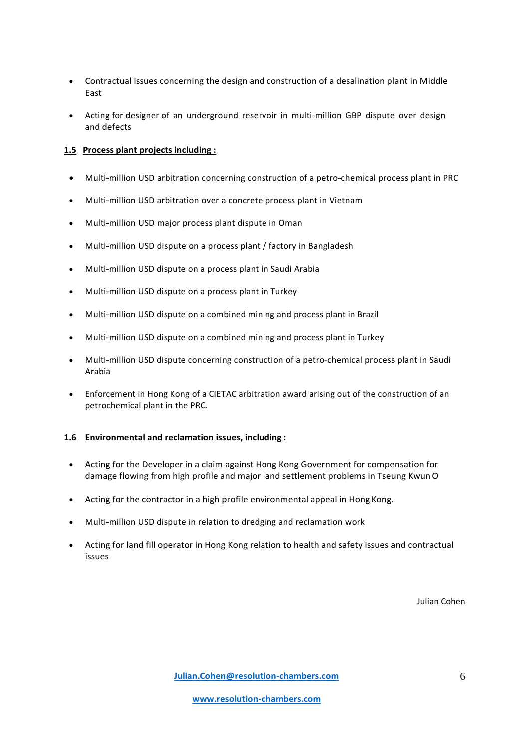- Contractual issues concerning the design and construction of a desalination plant in Middle East

- Acting for designer of an underground reservoir in multi-million GBP dispute over design and defects

**1.5 Process plant projects including :**

- Multi-million USD arbitration concerning construction of a petro-chemical process plant in PRC

- Multi-million USD arbitration over a concrete process plant in Vietnam

- Multi-million USD major process plant dispute in Oman

- Multi-million USD dispute on a process plant / factory in Bangladesh

- Multi-million USD dispute on a process plant in Saudi Arabia

- Multi-million USD dispute on a process plant in Turkey

- Multi-million USD dispute on a combined mining and process plant in Brazil

- Multi-million USD dispute on a combined mining and process plant in Turkey

- Multi-million USD dispute concerning construction of a petro-chemical process plant in Saudi Arabia

- Enforcement in Hong Kong of a CIETAC arbitration award arising out of the construction of an petrochemical plant in the PRC.

**1.6 Environmental and reclamation issues, including :**

- Acting for the Developer in a claim against Hong Kong Government for compensation for damage flowing from high profile and major land settlement problems in Tseung Kwun O

- Acting for the contractor in a high profile environmental appeal in Hong Kong.

- Multi-million USD dispute in relation to dredging and reclamation work

- Acting for land fill operator in Hong Kong relation to health and safety issues and contractual issues

Julian Cohen

Julian.Cohen@resolution-chambers.com

www.resolution-chambers.com